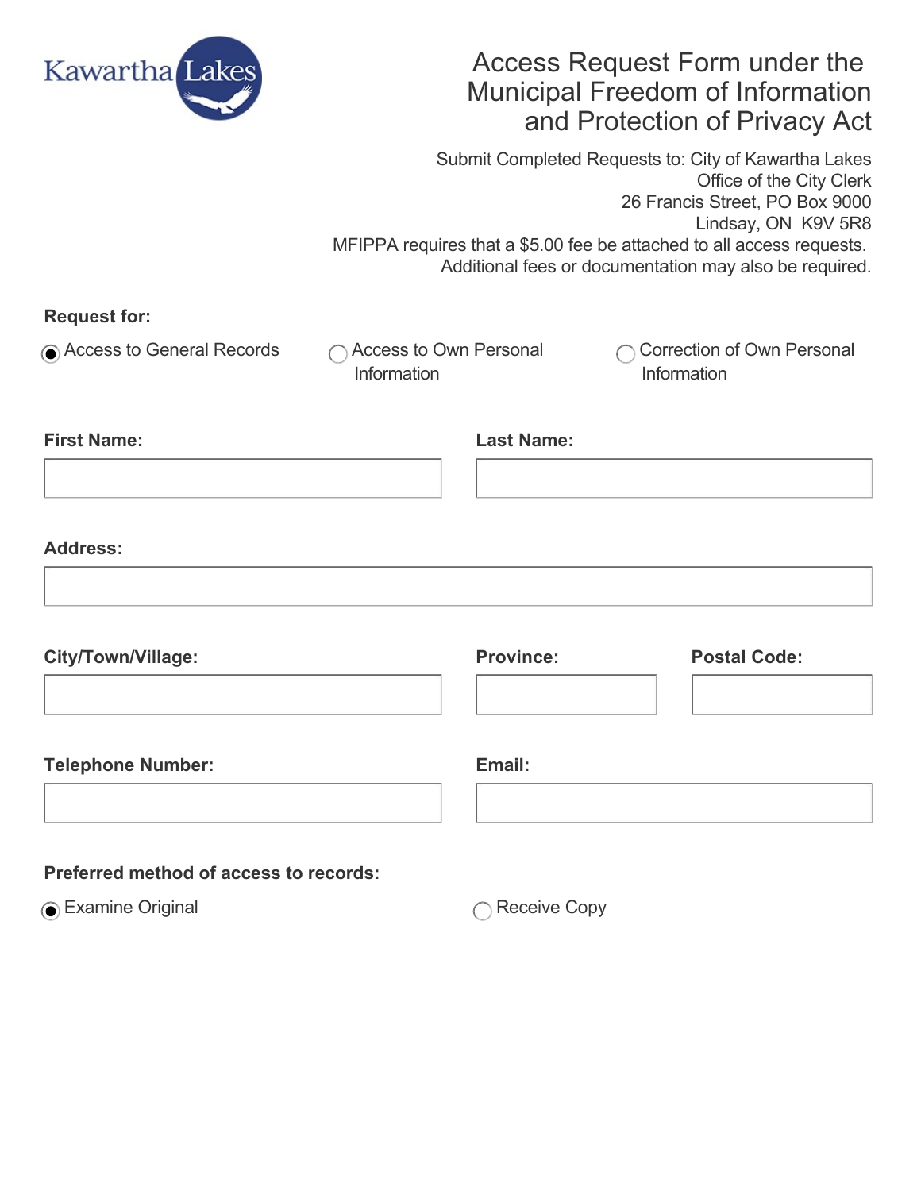Kawartha Lakes

# Access Request Form under the Municipal Freedom of Information and Protection of Privacy Act

Submit Completed Requests to: City of Kawartha Lakes
Office of the City Clerk
26 Francis Street, PO Box 9000
Lindsay, ON  K9V 5R8

MFIPPA requires that a $5.00 fee be attached to all access requests.
Additional fees or documentation may also be required.

**Request for:**

- (●) Access to General Records
- ( ) Access to Own Personal Information
- ( ) Correction of Own Personal Information

**First Name:**

**Last Name:**

**Address:**

**City/Town/Village:**

**Province:**

**Postal Code:**

**Telephone Number:**

**Email:**

**Preferred method of access to records:**

- (●) Examine Original
- ( ) Receive Copy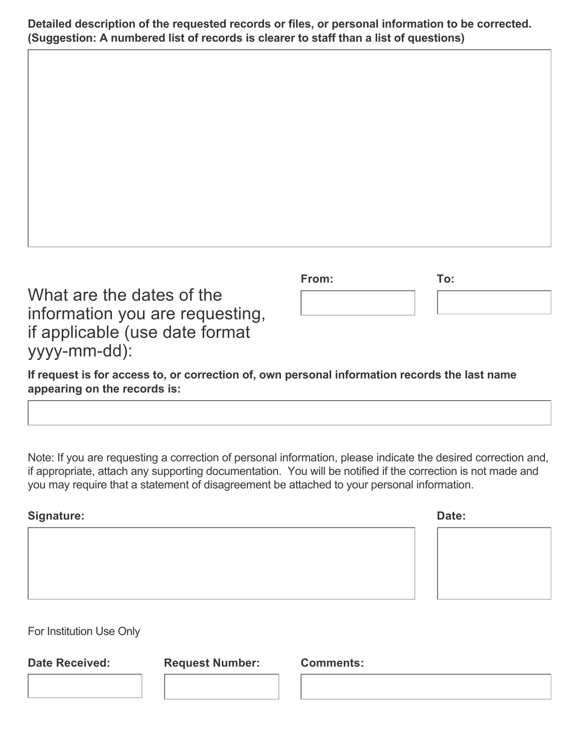**Detailed description of the requested records or files, or personal information to be corrected. (Suggestion: A numbered list of records is clearer to staff than a list of questions)**

What are the dates of the information you are requesting, if applicable (use date format yyyy-mm-dd):

**From:**

**To:**

**If request is for access to, or correction of, own personal information records the last name appearing on the records is:**

Note: If you are requesting a correction of personal information, please indicate the desired correction and, if appropriate, attach any supporting documentation. You will be notified if the correction is not made and you may require that a statement of disagreement be attached to your personal information.

**Signature:**

**Date:**

For Institution Use Only

**Date Received:**

**Request Number:**

**Comments:**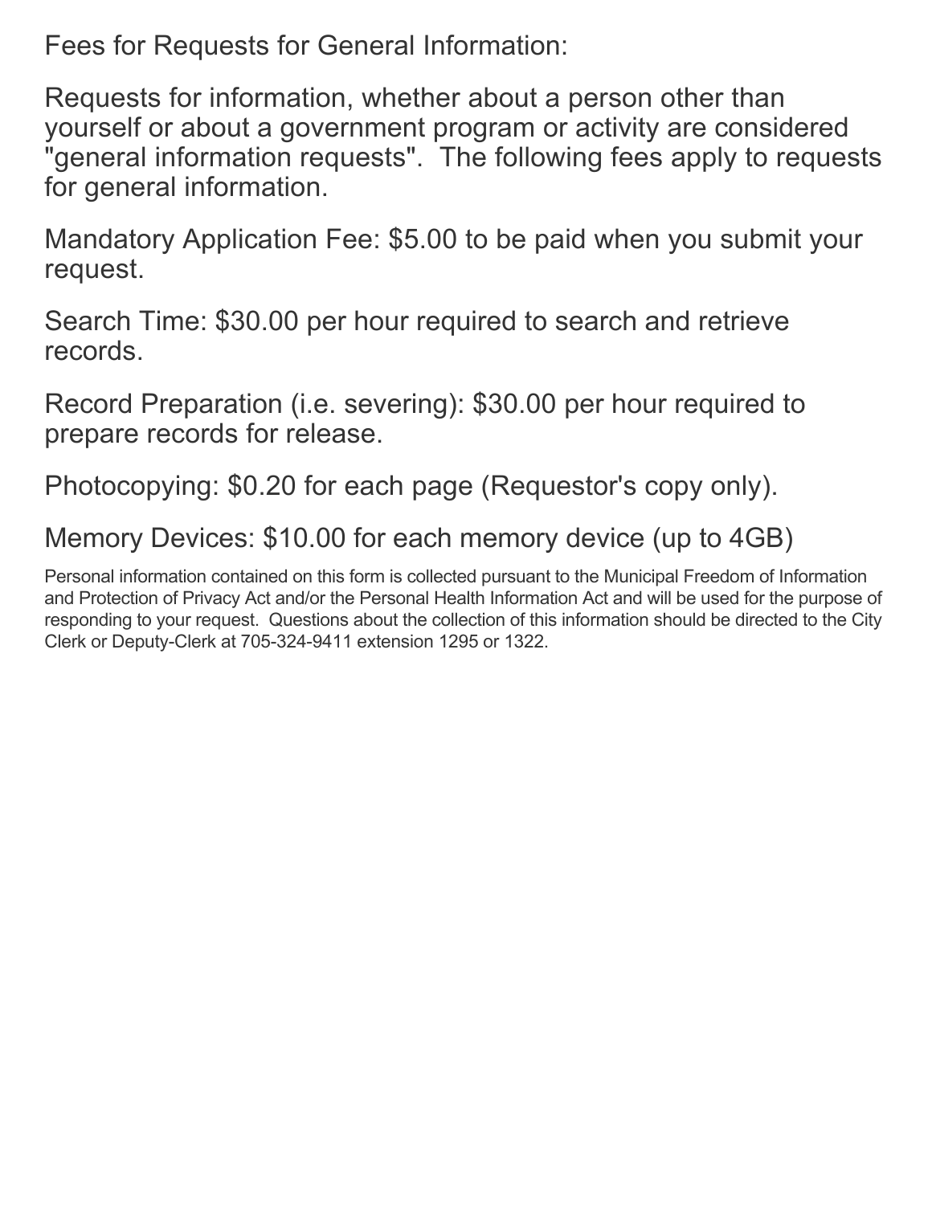Fees for Requests for General Information:

Requests for information, whether about a person other than yourself or about a government program or activity are considered "general information requests". The following fees apply to requests for general information.

Mandatory Application Fee: $5.00 to be paid when you submit your request.

Search Time: $30.00 per hour required to search and retrieve records.

Record Preparation (i.e. severing): $30.00 per hour required to prepare records for release.

Photocopying: $0.20 for each page (Requestor's copy only).

Memory Devices: $10.00 for each memory device (up to 4GB)

Personal information contained on this form is collected pursuant to the Municipal Freedom of Information and Protection of Privacy Act and/or the Personal Health Information Act and will be used for the purpose of responding to your request. Questions about the collection of this information should be directed to the City Clerk or Deputy-Clerk at 705-324-9411 extension 1295 or 1322.